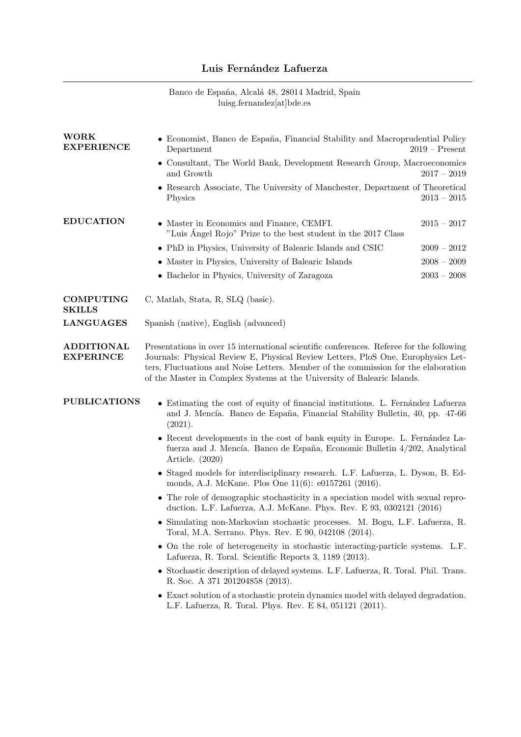# Luis Fernández Lafuerza

Banco de España, Alcalá 48, 28014 Madrid, Spain
luisg.fernandez[at]bde.es

## WORK EXPERIENCE

- Economist, Banco de España, Financial Stability and Macroprudential Policy Department — 2019 – Present
- Consultant, The World Bank, Development Research Group, Macroeconomics and Growth — 2017 – 2019
- Research Associate, The University of Manchester, Department of Theoretical Physics — 2013 – 2015

## EDUCATION

- Master in Economics and Finance, CEMFI. — 2015 – 2017
  "Luis Ángel Rojo" Prize to the best student in the 2017 Class
- PhD in Physics, University of Balearic Islands and CSIC — 2009 – 2012
- Master in Physics, University of Balearic Islands — 2008 – 2009
- Bachelor in Physics, University of Zaragoza — 2003 – 2008

## COMPUTING SKILLS

C, Matlab, Stata, R, SLQ (basic).

## LANGUAGES

Spanish (native), English (advanced)

## ADDITIONAL EXPERINCE

Presentations in over 15 international scientific conferences. Referee for the following Journals: Physical Review E, Physical Review Letters, PloS One, Europhysics Letters, Fluctuations and Noise Letters. Member of the commission for the elaboration of the Master in Complex Systems at the University of Balearic Islands.

## PUBLICATIONS

- Estimating the cost of equity of financial institutions. L. Fernández Lafuerza and J. Mencía. Banco de España, Financial Stability Bulletin, 40, pp. 47-66 (2021).
- Recent developments in the cost of bank equity in Europe. L. Fernández Lafuerza and J. Mencía. Banco de España, Economic Bulletin 4/202, Analytical Article. (2020)
- Staged models for interdisciplinary research. L.F. Lafuerza, L. Dyson, B. Edmonds, A.J. McKane. Plos One 11(6): e0157261 (2016).
- The role of demographic stochasticity in a speciation model with sexual reproduction. L.F. Lafuerza, A.J. McKane. Phys. Rev. E 93, 0302121 (2016)
- Simulating non-Markovian stochastic processes. M. Bogu, L.F. Lafuerza, R. Toral, M.A. Serrano. Phys. Rev. E 90, 042108 (2014).
- On the role of heterogeneity in stochastic interacting-particle systems. L.F. Lafuerza, R. Toral. Scientific Reports 3, 1189 (2013).
- Stochastic description of delayed systems. L.F. Lafuerza, R. Toral. Phil. Trans. R. Soc. A 371 201204858 (2013).
- Exact solution of a stochastic protein dynamics model with delayed degradation. L.F. Lafuerza, R. Toral. Phys. Rev. E 84, 051121 (2011).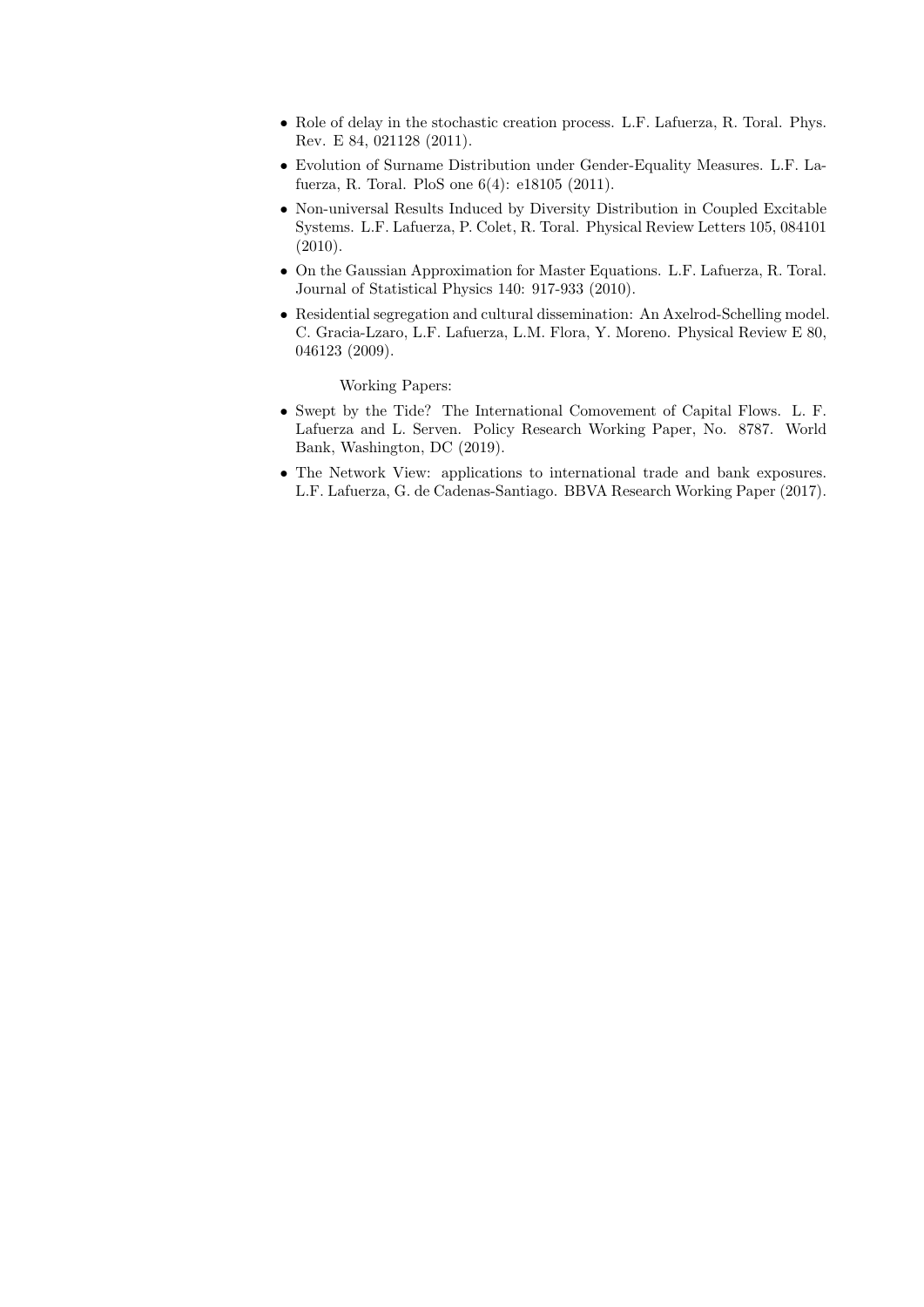- Role of delay in the stochastic creation process. L.F. Lafuerza, R. Toral. Phys. Rev. E 84, 021128 (2011).
- Evolution of Surname Distribution under Gender-Equality Measures. L.F. Lafuerza, R. Toral. PloS one 6(4): e18105 (2011).
- Non-universal Results Induced by Diversity Distribution in Coupled Excitable Systems. L.F. Lafuerza, P. Colet, R. Toral. Physical Review Letters 105, 084101 (2010).
- On the Gaussian Approximation for Master Equations. L.F. Lafuerza, R. Toral. Journal of Statistical Physics 140: 917-933 (2010).
- Residential segregation and cultural dissemination: An Axelrod-Schelling model. C. Gracia-Lzaro, L.F. Lafuerza, L.M. Flora, Y. Moreno. Physical Review E 80, 046123 (2009).

Working Papers:

- Swept by the Tide? The International Comovement of Capital Flows. L. F. Lafuerza and L. Serven. Policy Research Working Paper, No. 8787. World Bank, Washington, DC (2019).
- The Network View: applications to international trade and bank exposures. L.F. Lafuerza, G. de Cadenas-Santiago. BBVA Research Working Paper (2017).